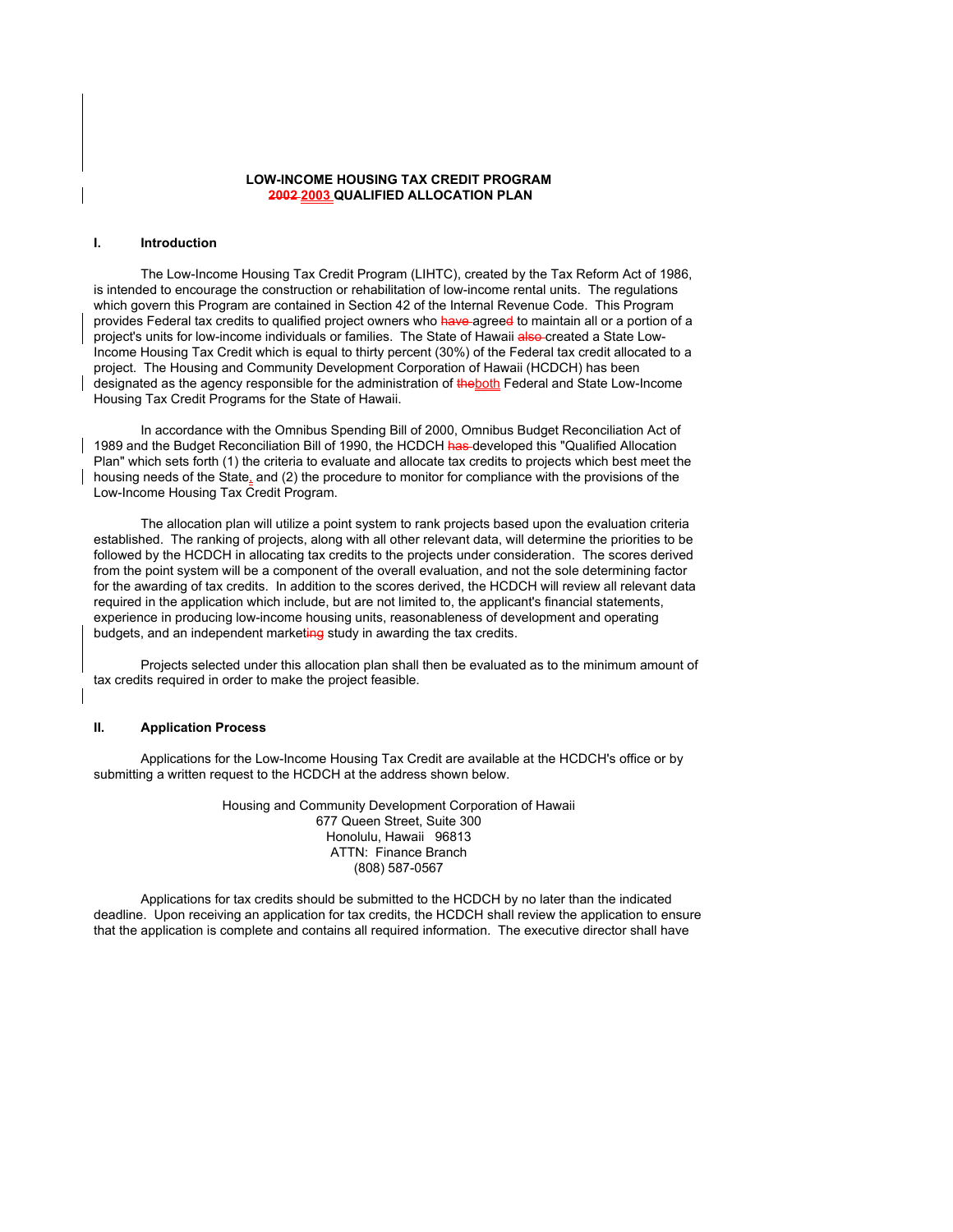# LOW-INCOME HOUSING TAX CREDIT PROGRAM
# ~~2002~~ 2003 QUALIFIED ALLOCATION PLAN

## I. Introduction

The Low-Income Housing Tax Credit Program (LIHTC), created by the Tax Reform Act of 1986, is intended to encourage the construction or rehabilitation of low-income rental units. The regulations which govern this Program are contained in Section 42 of the Internal Revenue Code. This Program provides Federal tax credits to qualified project owners who ~~have~~ agree~~d~~ to maintain all or a portion of a project's units for low-income individuals or families. The State of Hawaii ~~also~~ created a State Low-Income Housing Tax Credit which is equal to thirty percent (30%) of the Federal tax credit allocated to a project. The Housing and Community Development Corporation of Hawaii (HCDCH) has been designated as the agency responsible for the administration of ~~the~~both Federal and State Low-Income Housing Tax Credit Programs for the State of Hawaii.

In accordance with the Omnibus Spending Bill of 2000, Omnibus Budget Reconciliation Act of 1989 and the Budget Reconciliation Bill of 1990, the HCDCH ~~has~~ developed this "Qualified Allocation Plan" which sets forth (1) the criteria to evaluate and allocate tax credits to projects which best meet the housing needs of the State, and (2) the procedure to monitor for compliance with the provisions of the Low-Income Housing Tax Credit Program.

The allocation plan will utilize a point system to rank projects based upon the evaluation criteria established. The ranking of projects, along with all other relevant data, will determine the priorities to be followed by the HCDCH in allocating tax credits to the projects under consideration. The scores derived from the point system will be a component of the overall evaluation, and not the sole determining factor for the awarding of tax credits. In addition to the scores derived, the HCDCH will review all relevant data required in the application which include, but are not limited to, the applicant's financial statements, experience in producing low-income housing units, reasonableness of development and operating budgets, and an independent market~~ing~~ study in awarding the tax credits.

Projects selected under this allocation plan shall then be evaluated as to the minimum amount of tax credits required in order to make the project feasible.

## II. Application Process

Applications for the Low-Income Housing Tax Credit are available at the HCDCH's office or by submitting a written request to the HCDCH at the address shown below.

Housing and Community Development Corporation of Hawaii
677 Queen Street, Suite 300
Honolulu, Hawaii 96813
ATTN: Finance Branch
(808) 587-0567

Applications for tax credits should be submitted to the HCDCH by no later than the indicated deadline. Upon receiving an application for tax credits, the HCDCH shall review the application to ensure that the application is complete and contains all required information. The executive director shall have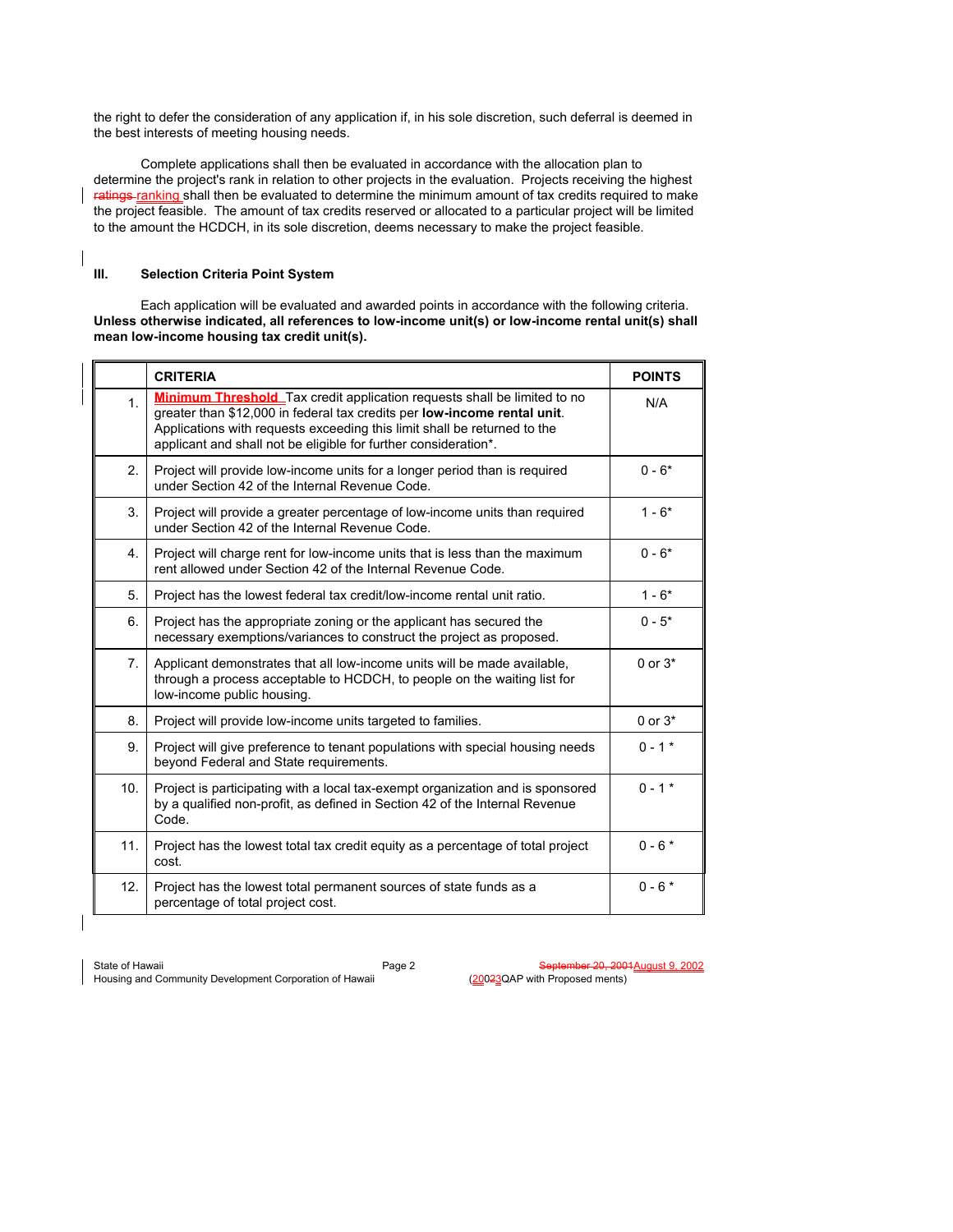the right to defer the consideration of any application if, in his sole discretion, such deferral is deemed in the best interests of meeting housing needs.

Complete applications shall then be evaluated in accordance with the allocation plan to determine the project's rank in relation to other projects in the evaluation. Projects receiving the highest ~~ratings~~ ranking shall then be evaluated to determine the minimum amount of tax credits required to make the project feasible. The amount of tax credits reserved or allocated to a particular project will be limited to the amount the HCDCH, in its sole discretion, deems necessary to make the project feasible.

## III. Selection Criteria Point System

Each application will be evaluated and awarded points in accordance with the following criteria. **Unless otherwise indicated, all references to low-income unit(s) or low-income rental unit(s) shall mean low-income housing tax credit unit(s).**

| | CRITERIA | POINTS |
|---|---|---|
| 1. | **Minimum Threshold** Tax credit application requests shall be limited to no greater than $12,000 in federal tax credits per **low-income rental unit**. Applications with requests exceeding this limit shall be returned to the applicant and shall not be eligible for further consideration*. | N/A |
| 2. | Project will provide low-income units for a longer period than is required under Section 42 of the Internal Revenue Code. | 0 - 6* |
| 3. | Project will provide a greater percentage of low-income units than required under Section 42 of the Internal Revenue Code. | 1 - 6* |
| 4. | Project will charge rent for low-income units that is less than the maximum rent allowed under Section 42 of the Internal Revenue Code. | 0 - 6* |
| 5. | Project has the lowest federal tax credit/low-income rental unit ratio. | 1 - 6* |
| 6. | Project has the appropriate zoning or the applicant has secured the necessary exemptions/variances to construct the project as proposed. | 0 - 5* |
| 7. | Applicant demonstrates that all low-income units will be made available, through a process acceptable to HCDCH, to people on the waiting list for low-income public housing. | 0 or 3* |
| 8. | Project will provide low-income units targeted to families. | 0 or 3* |
| 9. | Project will give preference to tenant populations with special housing needs beyond Federal and State requirements. | 0 - 1 * |
| 10. | Project is participating with a local tax-exempt organization and is sponsored by a qualified non-profit, as defined in Section 42 of the Internal Revenue Code. | 0 - 1 * |
| 11. | Project has the lowest total tax credit equity as a percentage of total project cost. | 0 - 6 * |
| 12. | Project has the lowest total permanent sources of state funds as a percentage of total project cost. | 0 - 6 * |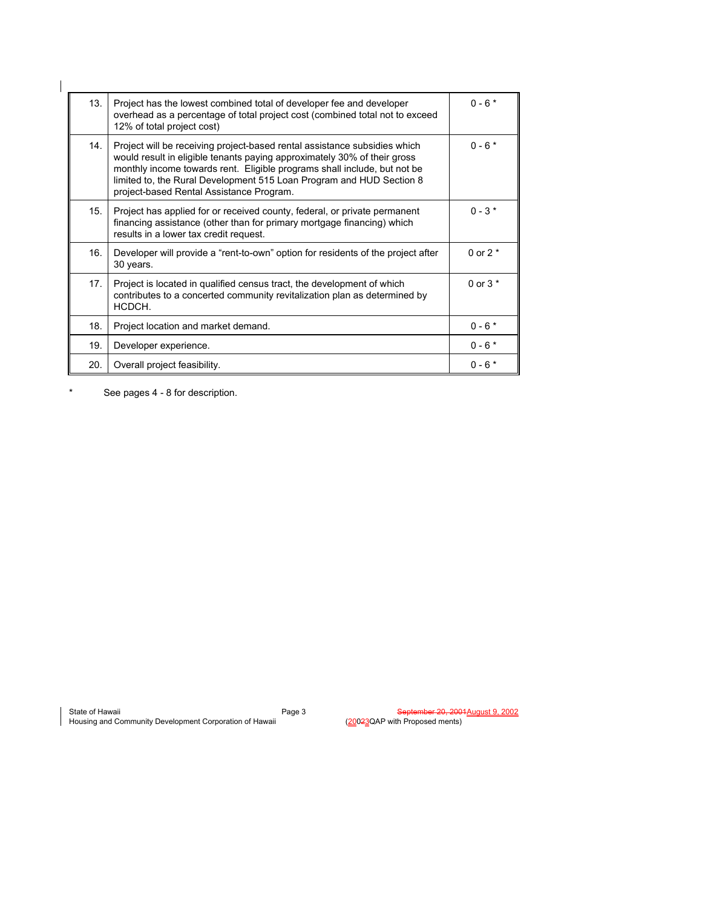| | | |
|---|---|---|
| 13. | Project has the lowest combined total of developer fee and developer overhead as a percentage of total project cost (combined total not to exceed 12% of total project cost) | 0 - 6 * |
| 14. | Project will be receiving project-based rental assistance subsidies which would result in eligible tenants paying approximately 30% of their gross monthly income towards rent. Eligible programs shall include, but not be limited to, the Rural Development 515 Loan Program and HUD Section 8 project-based Rental Assistance Program. | 0 - 6 * |
| 15. | Project has applied for or received county, federal, or private permanent financing assistance (other than for primary mortgage financing) which results in a lower tax credit request. | 0 - 3 * |
| 16. | Developer will provide a "rent-to-own" option for residents of the project after 30 years. | 0 or 2 * |
| 17. | Project is located in qualified census tract, the development of which contributes to a concerted community revitalization plan as determined by HCDCH. | 0 or 3 * |
| 18. | Project location and market demand. | 0 - 6 * |
| 19. | Developer experience. | 0 - 6 * |
| 20. | Overall project feasibility. | 0 - 6 * |

\* See pages 4 - 8 for description.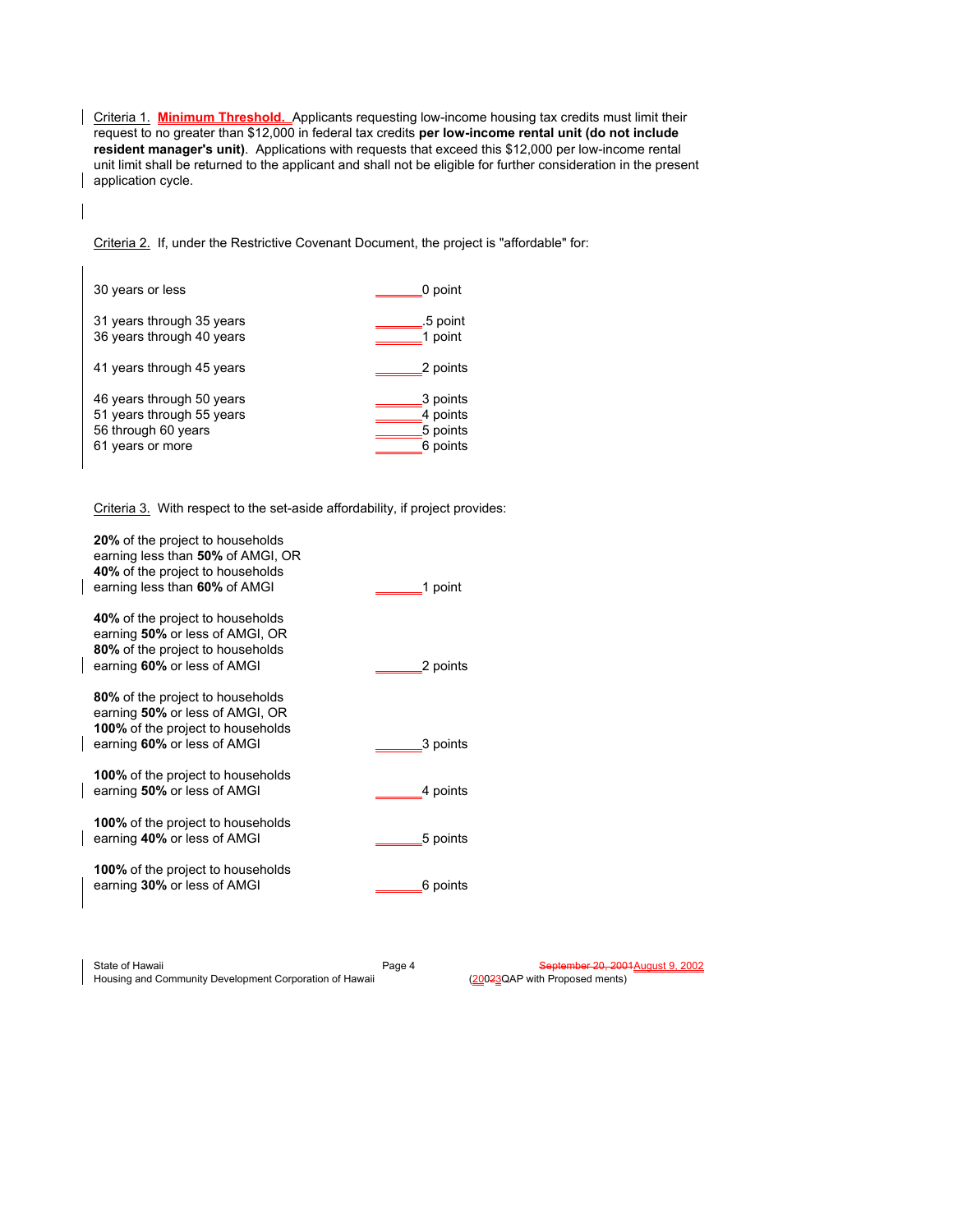Criteria 1. **Minimum Threshold.** Applicants requesting low-income housing tax credits must limit their request to no greater than $12,000 in federal tax credits **per low-income rental unit (do not include resident manager's unit)**. Applications with requests that exceed this $12,000 per low-income rental unit limit shall be returned to the applicant and shall not be eligible for further consideration in the present application cycle.

Criteria 2. If, under the Restrictive Covenant Document, the project is "affordable" for:

| | |
|---|---|
| 30 years or less | _______0 point |
| 31 years through 35 years | _______.5 point |
| 36 years through 40 years | _______1 point |
| 41 years through 45 years | _______2 points |
| 46 years through 50 years | _______3 points |
| 51 years through 55 years | _______4 points |
| 56 through 60 years | _______5 points |
| 61 years or more | _______6 points |

Criteria 3. With respect to the set-aside affordability, if project provides:

| | |
|---|---|
| **20%** of the project to households earning less than **50%** of AMGI, OR **40%** of the project to households earning less than **60%** of AMGI | _______1 point |
| **40%** of the project to households earning **50%** or less of AMGI, OR **80%** of the project to households earning **60%** or less of AMGI | _______2 points |
| **80%** of the project to households earning **50%** or less of AMGI, OR **100%** of the project to households earning **60%** or less of AMGI | _______3 points |
| **100%** of the project to households earning **50%** or less of AMGI | _______4 points |
| **100%** of the project to households earning **40%** or less of AMGI | _______5 points |
| **100%** of the project to households earning **30%** or less of AMGI | _______6 points |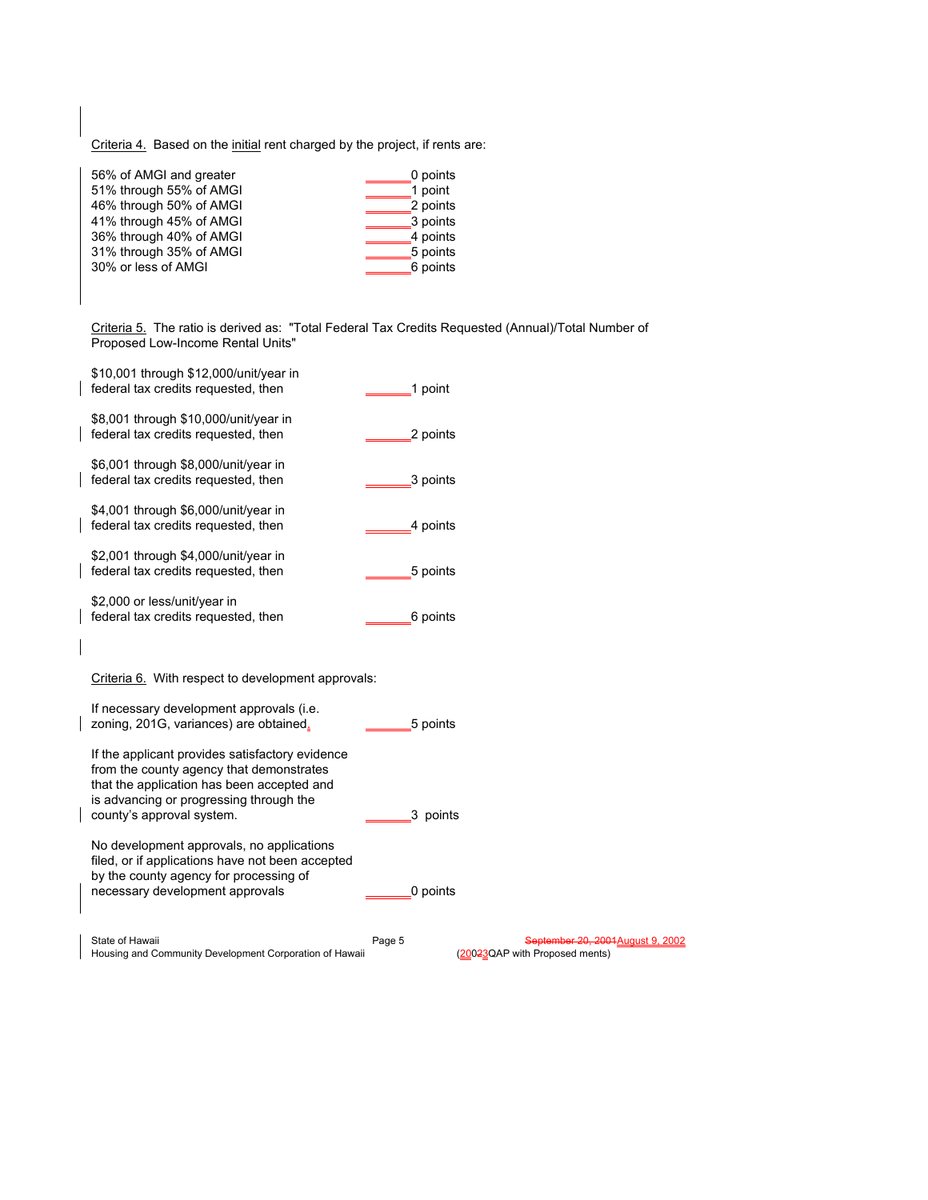Criteria 4. Based on the initial rent charged by the project, if rents are:

| | |
|---|---|
| 56% of AMGI and greater | ______0 points |
| 51% through 55% of AMGI | ______1 point |
| 46% through 50% of AMGI | ______2 points |
| 41% through 45% of AMGI | ______3 points |
| 36% through 40% of AMGI | ______4 points |
| 31% through 35% of AMGI | ______5 points |
| 30% or less of AMGI | ______6 points |

Criteria 5. The ratio is derived as: "Total Federal Tax Credits Requested (Annual)/Total Number of Proposed Low-Income Rental Units"

| | |
|---|---|
| \$10,001 through \$12,000/unit/year in federal tax credits requested, then | ______1 point |
| \$8,001 through \$10,000/unit/year in federal tax credits requested, then | ______2 points |
| \$6,001 through \$8,000/unit/year in federal tax credits requested, then | ______3 points |
| \$4,001 through \$6,000/unit/year in federal tax credits requested, then | ______4 points |
| \$2,001 through \$4,000/unit/year in federal tax credits requested, then | ______5 points |
| \$2,000 or less/unit/year in federal tax credits requested, then | ______6 points |

Criteria 6. With respect to development approvals:

| | |
|---|---|
| If necessary development approvals (i.e. zoning, 201G, variances) are obtained. | ______5 points |
| If the applicant provides satisfactory evidence from the county agency that demonstrates that the application has been accepted and is advancing or progressing through the county's approval system. | ______3 points |
| No development approvals, no applications filed, or if applications have not been accepted by the county agency for processing of necessary development approvals | ______0 points |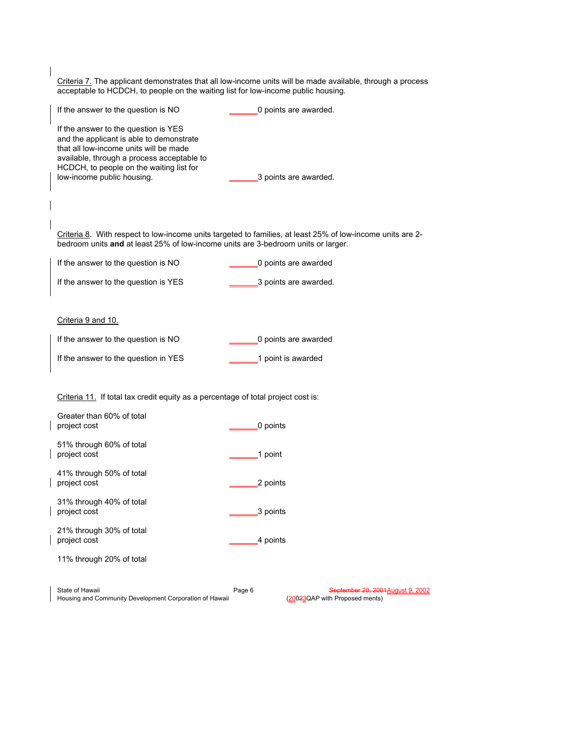Criteria 7. The applicant demonstrates that all low-income units will be made available, through a process acceptable to HCDCH, to people on the waiting list for low-income public housing.

| | |
|---|---|
| If the answer to the question is NO | _______0 points are awarded. |
| If the answer to the question is YES and the applicant is able to demonstrate that all low-income units will be made available, through a process acceptable to HCDCH, to people on the waiting list for low-income public housing. | _______3 points are awarded. |

Criteria 8. With respect to low-income units targeted to families, at least 25% of low-income units are 2-bedroom units **and** at least 25% of low-income units are 3-bedroom units or larger.

| | |
|---|---|
| If the answer to the question is NO | _______0 points are awarded |
| If the answer to the question is YES | _______3 points are awarded. |

Criteria 9 and 10.

| | |
|---|---|
| If the answer to the question is NO | _______0 points are awarded |
| If the answer to the question in YES | _______1 point is awarded |

Criteria 11. If total tax credit equity as a percentage of total project cost is:

| | |
|---|---|
| Greater than 60% of total project cost | _______0 points |
| 51% through 60% of total project cost | _______1 point |
| 41% through 50% of total project cost | _______2 points |
| 31% through 40% of total project cost | _______3 points |
| 21% through 30% of total project cost | _______4 points |
| 11% through 20% of total | |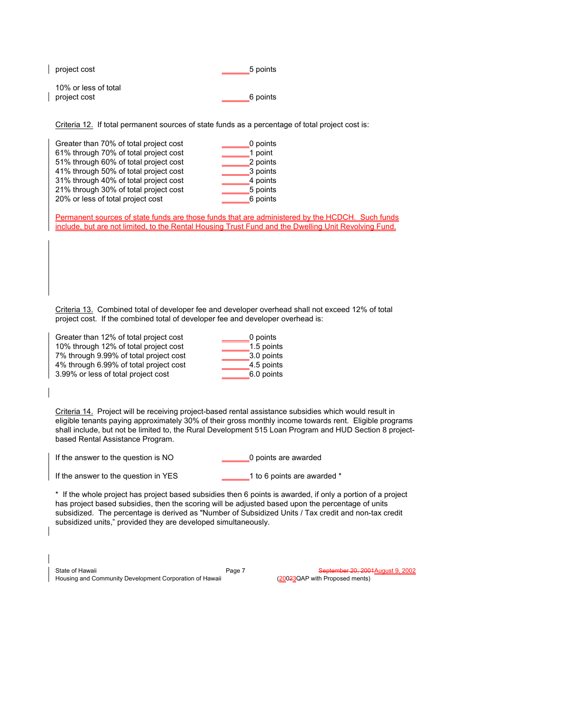| | |
|---|---|
| project cost | ______5 points |
| 10% or less of total project cost | ______6 points |

Criteria 12. If total permanent sources of state funds as a percentage of total project cost is:

| | |
|---|---|
| Greater than 70% of total project cost | ______0 points |
| 61% through 70% of total project cost | ______1 point |
| 51% through 60% of total project cost | ______2 points |
| 41% through 50% of total project cost | ______3 points |
| 31% through 40% of total project cost | ______4 points |
| 21% through 30% of total project cost | ______5 points |
| 20% or less of total project cost | ______6 points |

Permanent sources of state funds are those funds that are administered by the HCDCH. Such funds include, but are not limited, to the Rental Housing Trust Fund and the Dwelling Unit Revolving Fund.

Criteria 13. Combined total of developer fee and developer overhead shall not exceed 12% of total project cost. If the combined total of developer fee and developer overhead is:

| | |
|---|---|
| Greater than 12% of total project cost | ______0 points |
| 10% through 12% of total project cost | ______1.5 points |
| 7% through 9.99% of total project cost | ______3.0 points |
| 4% through 6.99% of total project cost | ______4.5 points |
| 3.99% or less of total project cost | ______6.0 points |

Criteria 14. Project will be receiving project-based rental assistance subsidies which would result in eligible tenants paying approximately 30% of their gross monthly income towards rent. Eligible programs shall include, but not be limited to, the Rural Development 515 Loan Program and HUD Section 8 project-based Rental Assistance Program.

| | |
|---|---|
| If the answer to the question is NO | ______0 points are awarded |
| If the answer to the question in YES | ______1 to 6 points are awarded * |

\* If the whole project has project based subsidies then 6 points is awarded, if only a portion of a project has project based subsidies, then the scoring will be adjusted based upon the percentage of units subsidized. The percentage is derived as "Number of Subsidized Units / Tax credit and non-tax credit subsidized units," provided they are developed simultaneously.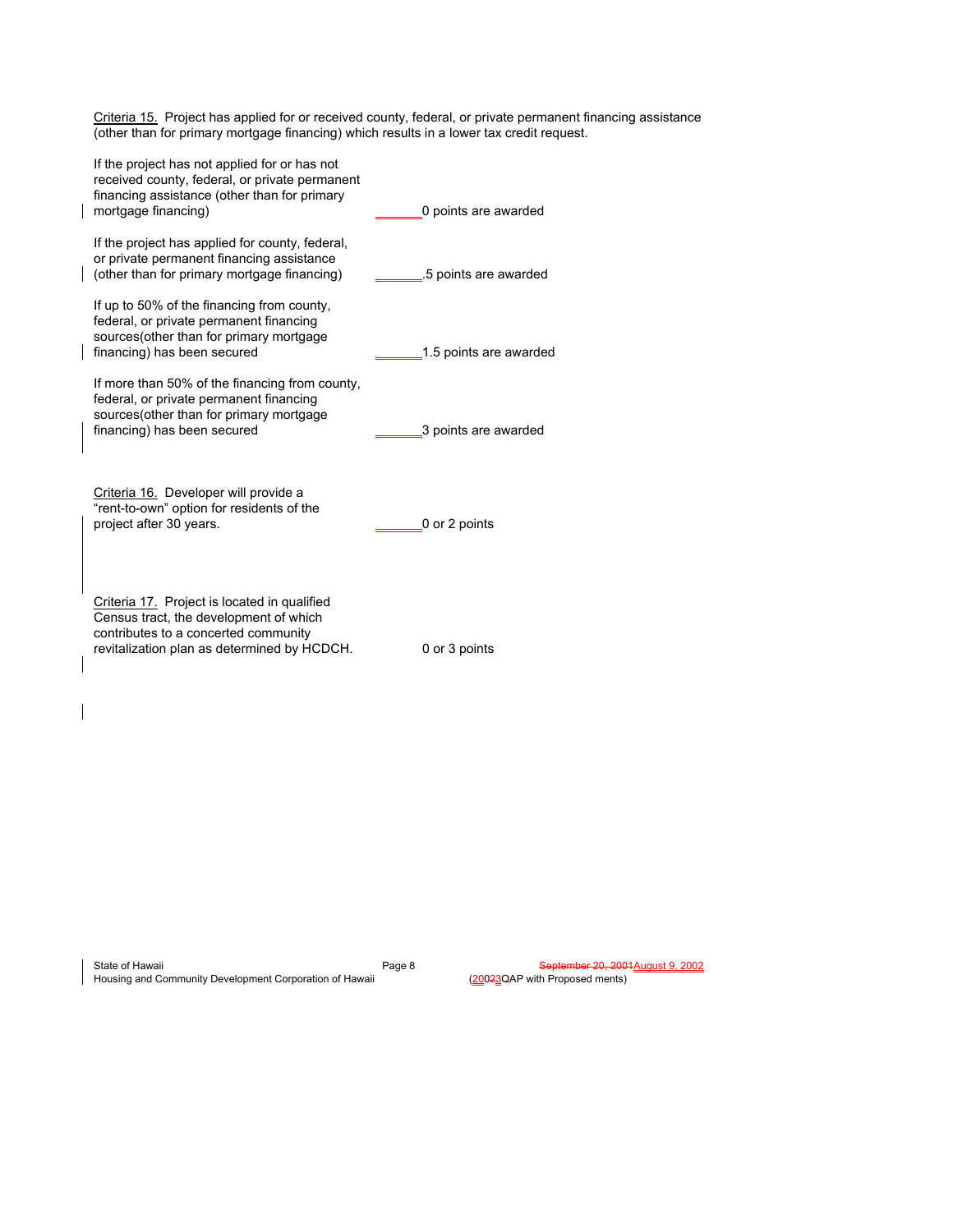Criteria 15. Project has applied for or received county, federal, or private permanent financing assistance (other than for primary mortgage financing) which results in a lower tax credit request.

| | |
|---|---|
| If the project has not applied for or has not received county, federal, or private permanent financing assistance (other than for primary mortgage financing) | ______0 points are awarded |
| If the project has applied for county, federal, or private permanent financing assistance (other than for primary mortgage financing) | ______.5 points are awarded |
| If up to 50% of the financing from county, federal, or private permanent financing sources(other than for primary mortgage financing) has been secured | ______1.5 points are awarded |
| If more than 50% of the financing from county, federal, or private permanent financing sources(other than for primary mortgage financing) has been secured | ______3 points are awarded |

| | |
|---|---|
| Criteria 16. Developer will provide a "rent-to-own" option for residents of the project after 30 years. | ______0 or 2 points |
| Criteria 17. Project is located in qualified Census tract, the development of which contributes to a concerted community revitalization plan as determined by HCDCH. | 0 or 3 points |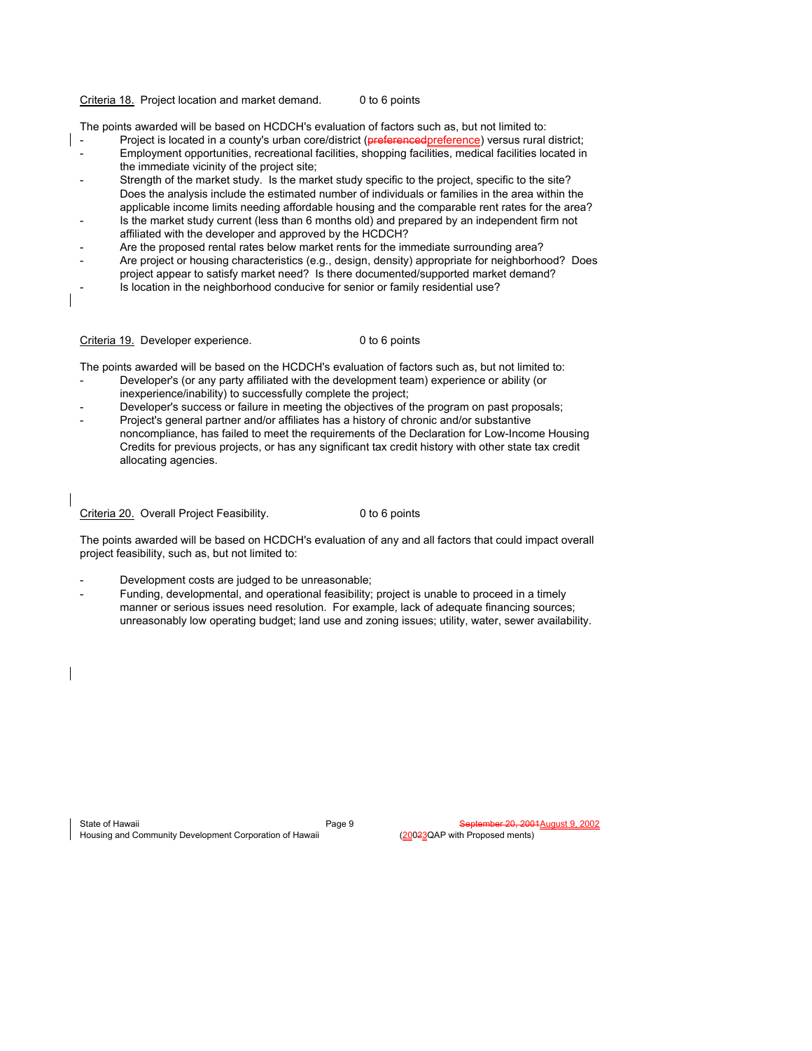Criteria 18. Project location and market demand. 0 to 6 points

The points awarded will be based on HCDCH's evaluation of factors such as, but not limited to:

- Project is located in a county's urban core/district (~~preferenced~~preference) versus rural district;
- Employment opportunities, recreational facilities, shopping facilities, medical facilities located in the immediate vicinity of the project site;
- Strength of the market study. Is the market study specific to the project, specific to the site? Does the analysis include the estimated number of individuals or families in the area within the applicable income limits needing affordable housing and the comparable rent rates for the area?
- Is the market study current (less than 6 months old) and prepared by an independent firm not affiliated with the developer and approved by the HCDCH?
- Are the proposed rental rates below market rents for the immediate surrounding area?
- Are project or housing characteristics (e.g., design, density) appropriate for neighborhood? Does project appear to satisfy market need? Is there documented/supported market demand?
- Is location in the neighborhood conducive for senior or family residential use?

Criteria 19. Developer experience. 0 to 6 points

The points awarded will be based on the HCDCH's evaluation of factors such as, but not limited to:

- Developer's (or any party affiliated with the development team) experience or ability (or inexperience/inability) to successfully complete the project;
- Developer's success or failure in meeting the objectives of the program on past proposals;
- Project's general partner and/or affiliates has a history of chronic and/or substantive noncompliance, has failed to meet the requirements of the Declaration for Low-Income Housing Credits for previous projects, or has any significant tax credit history with other state tax credit allocating agencies.

Criteria 20. Overall Project Feasibility. 0 to 6 points

The points awarded will be based on HCDCH's evaluation of any and all factors that could impact overall project feasibility, such as, but not limited to:

- Development costs are judged to be unreasonable;
- Funding, developmental, and operational feasibility; project is unable to proceed in a timely manner or serious issues need resolution. For example, lack of adequate financing sources; unreasonably low operating budget; land use and zoning issues; utility, water, sewer availability.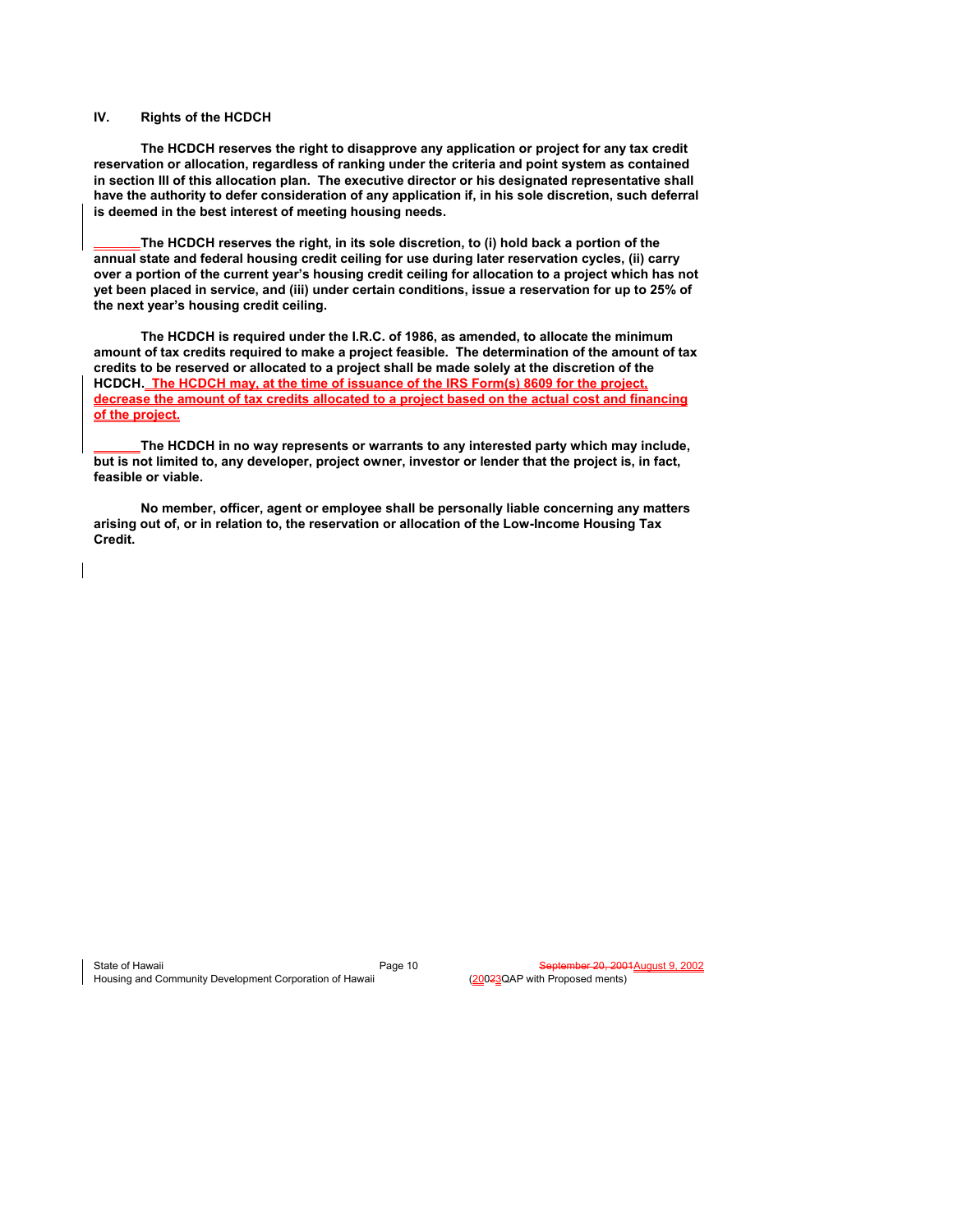## IV. Rights of the HCDCH

**The HCDCH reserves the right to disapprove any application or project for any tax credit reservation or allocation, regardless of ranking under the criteria and point system as contained in section III of this allocation plan. The executive director or his designated representative shall have the authority to defer consideration of any application if, in his sole discretion, such deferral is deemed in the best interest of meeting housing needs.**

**The HCDCH reserves the right, in its sole discretion, to (i) hold back a portion of the annual state and federal housing credit ceiling for use during later reservation cycles, (ii) carry over a portion of the current year's housing credit ceiling for allocation to a project which has not yet been placed in service, and (iii) under certain conditions, issue a reservation for up to 25% of the next year's housing credit ceiling.**

**The HCDCH is required under the I.R.C. of 1986, as amended, to allocate the minimum amount of tax credits required to make a project feasible. The determination of the amount of tax credits to be reserved or allocated to a project shall be made solely at the discretion of the HCDCH. The HCDCH may, at the time of issuance of the IRS Form(s) 8609 for the project, decrease the amount of tax credits allocated to a project based on the actual cost and financing of the project.**

**The HCDCH in no way represents or warrants to any interested party which may include, but is not limited to, any developer, project owner, investor or lender that the project is, in fact, feasible or viable.**

**No member, officer, agent or employee shall be personally liable concerning any matters arising out of, or in relation to, the reservation or allocation of the Low-Income Housing Tax Credit.**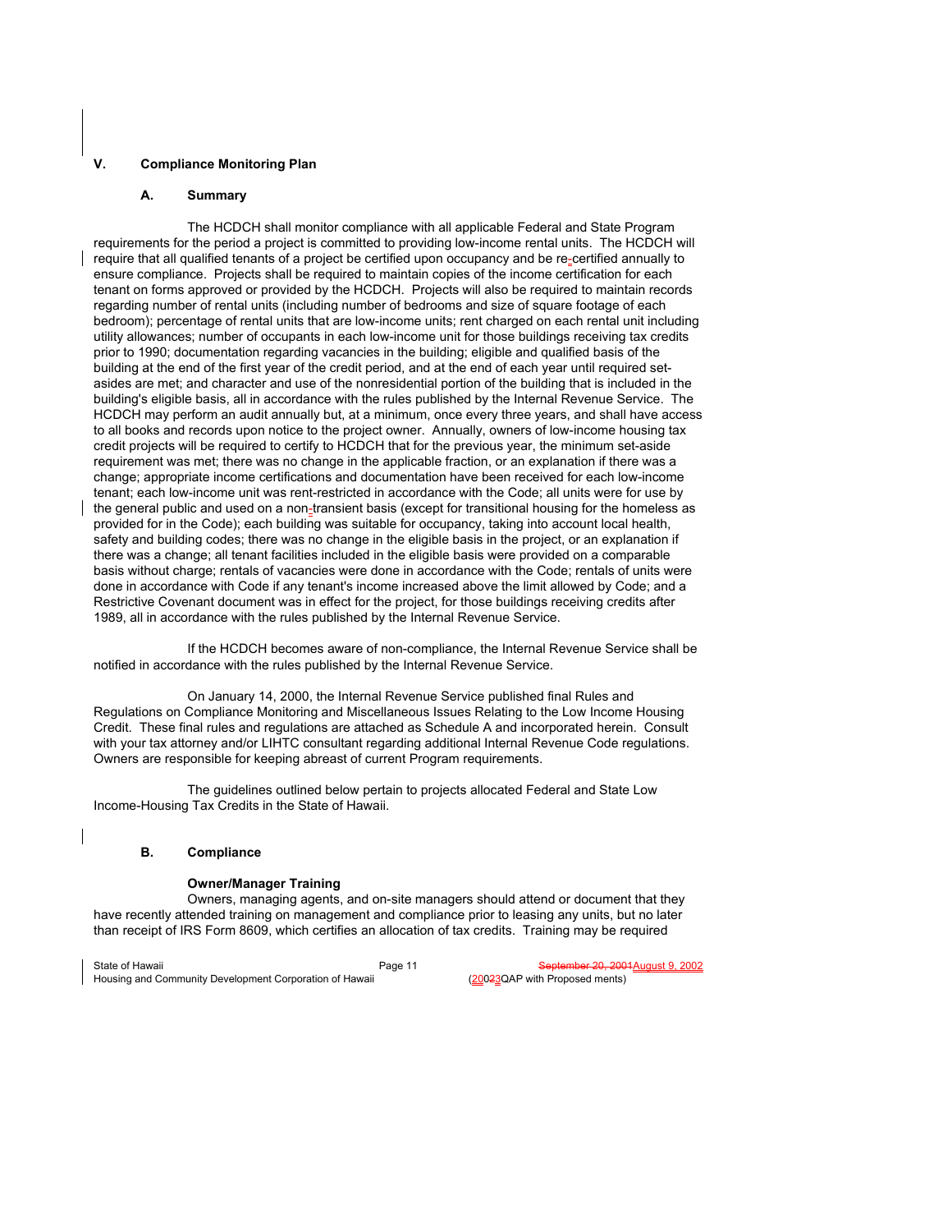## V. Compliance Monitoring Plan

### A. Summary

The HCDCH shall monitor compliance with all applicable Federal and State Program requirements for the period a project is committed to providing low-income rental units. The HCDCH will require that all qualified tenants of a project be certified upon occupancy and be re-certified annually to ensure compliance. Projects shall be required to maintain copies of the income certification for each tenant on forms approved or provided by the HCDCH. Projects will also be required to maintain records regarding number of rental units (including number of bedrooms and size of square footage of each bedroom); percentage of rental units that are low-income units; rent charged on each rental unit including utility allowances; number of occupants in each low-income unit for those buildings receiving tax credits prior to 1990; documentation regarding vacancies in the building; eligible and qualified basis of the building at the end of the first year of the credit period, and at the end of each year until required set-asides are met; and character and use of the nonresidential portion of the building that is included in the building's eligible basis, all in accordance with the rules published by the Internal Revenue Service. The HCDCH may perform an audit annually but, at a minimum, once every three years, and shall have access to all books and records upon notice to the project owner. Annually, owners of low-income housing tax credit projects will be required to certify to HCDCH that for the previous year, the minimum set-aside requirement was met; there was no change in the applicable fraction, or an explanation if there was a change; appropriate income certifications and documentation have been received for each low-income tenant; each low-income unit was rent-restricted in accordance with the Code; all units were for use by the general public and used on a non-transient basis (except for transitional housing for the homeless as provided for in the Code); each building was suitable for occupancy, taking into account local health, safety and building codes; there was no change in the eligible basis in the project, or an explanation if there was a change; all tenant facilities included in the eligible basis were provided on a comparable basis without charge; rentals of vacancies were done in accordance with the Code; rentals of units were done in accordance with Code if any tenant's income increased above the limit allowed by Code; and a Restrictive Covenant document was in effect for the project, for those buildings receiving credits after 1989, all in accordance with the rules published by the Internal Revenue Service.

If the HCDCH becomes aware of non-compliance, the Internal Revenue Service shall be notified in accordance with the rules published by the Internal Revenue Service.

On January 14, 2000, the Internal Revenue Service published final Rules and Regulations on Compliance Monitoring and Miscellaneous Issues Relating to the Low Income Housing Credit. These final rules and regulations are attached as Schedule A and incorporated herein. Consult with your tax attorney and/or LIHTC consultant regarding additional Internal Revenue Code regulations. Owners are responsible for keeping abreast of current Program requirements.

The guidelines outlined below pertain to projects allocated Federal and State Low Income-Housing Tax Credits in the State of Hawaii.

### B. Compliance

**Owner/Manager Training**

Owners, managing agents, and on-site managers should attend or document that they have recently attended training on management and compliance prior to leasing any units, but no later than receipt of IRS Form 8609, which certifies an allocation of tax credits. Training may be required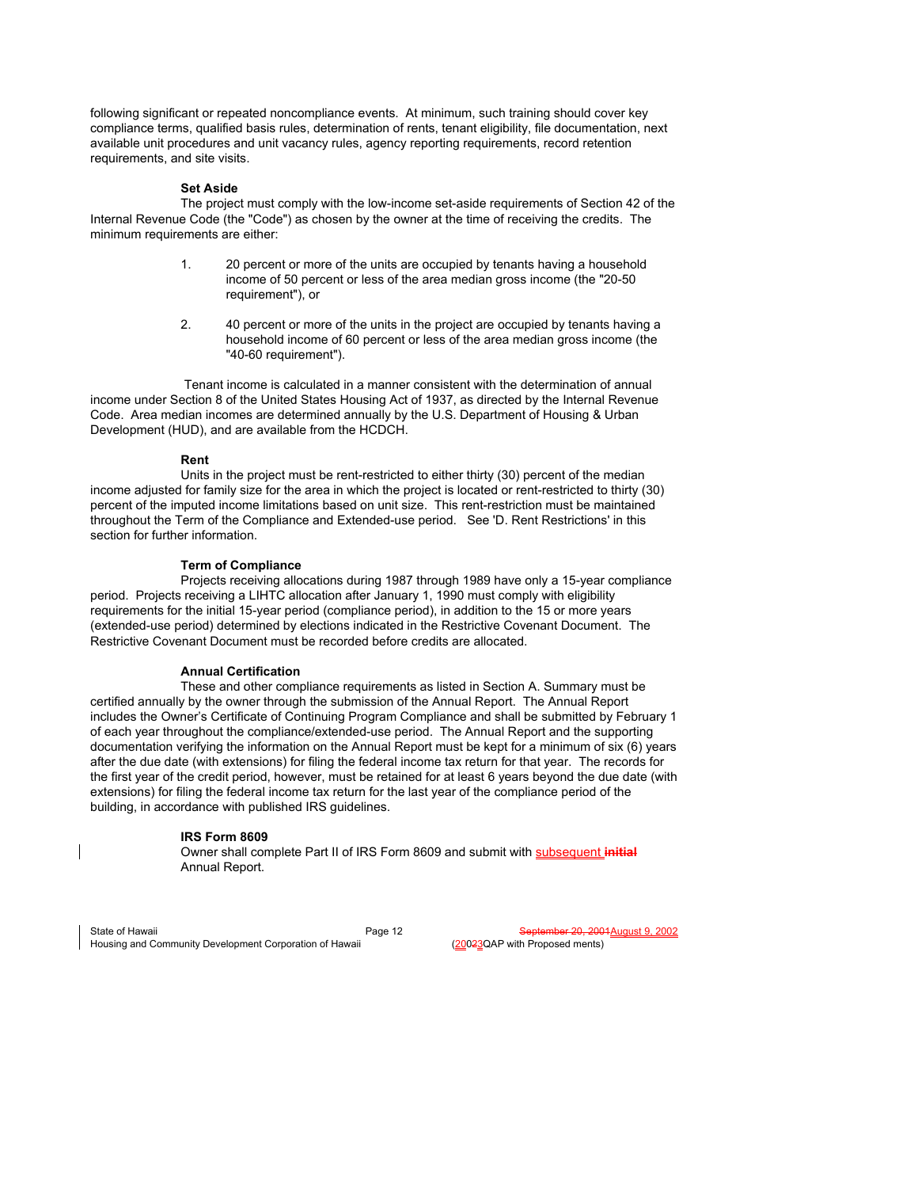following significant or repeated noncompliance events. At minimum, such training should cover key compliance terms, qualified basis rules, determination of rents, tenant eligibility, file documentation, next available unit procedures and unit vacancy rules, agency reporting requirements, record retention requirements, and site visits.

**Set Aside**

The project must comply with the low-income set-aside requirements of Section 42 of the Internal Revenue Code (the "Code") as chosen by the owner at the time of receiving the credits. The minimum requirements are either:

1. 20 percent or more of the units are occupied by tenants having a household income of 50 percent or less of the area median gross income (the "20-50 requirement"), or

2. 40 percent or more of the units in the project are occupied by tenants having a household income of 60 percent or less of the area median gross income (the "40-60 requirement").

Tenant income is calculated in a manner consistent with the determination of annual income under Section 8 of the United States Housing Act of 1937, as directed by the Internal Revenue Code. Area median incomes are determined annually by the U.S. Department of Housing & Urban Development (HUD), and are available from the HCDCH.

**Rent**

Units in the project must be rent-restricted to either thirty (30) percent of the median income adjusted for family size for the area in which the project is located or rent-restricted to thirty (30) percent of the imputed income limitations based on unit size. This rent-restriction must be maintained throughout the Term of the Compliance and Extended-use period. See 'D. Rent Restrictions' in this section for further information.

**Term of Compliance**

Projects receiving allocations during 1987 through 1989 have only a 15-year compliance period. Projects receiving a LIHTC allocation after January 1, 1990 must comply with eligibility requirements for the initial 15-year period (compliance period), in addition to the 15 or more years (extended-use period) determined by elections indicated in the Restrictive Covenant Document. The Restrictive Covenant Document must be recorded before credits are allocated.

**Annual Certification**

These and other compliance requirements as listed in Section A. Summary must be certified annually by the owner through the submission of the Annual Report. The Annual Report includes the Owner's Certificate of Continuing Program Compliance and shall be submitted by February 1 of each year throughout the compliance/extended-use period. The Annual Report and the supporting documentation verifying the information on the Annual Report must be kept for a minimum of six (6) years after the due date (with extensions) for filing the federal income tax return for that year. The records for the first year of the credit period, however, must be retained for at least 6 years beyond the due date (with extensions) for filing the federal income tax return for the last year of the compliance period of the building, in accordance with published IRS guidelines.

**IRS Form 8609**

Owner shall complete Part II of IRS Form 8609 and submit with subsequent ~~**initial**~~ Annual Report.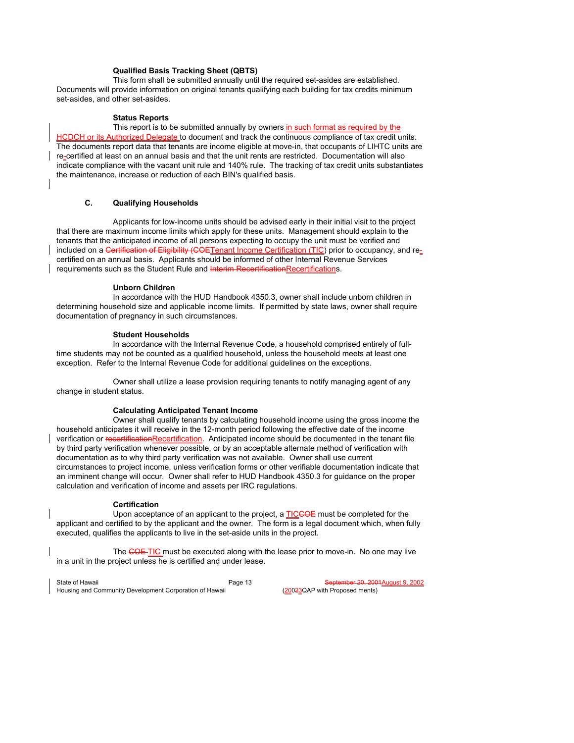**Qualified Basis Tracking Sheet (QBTS)**

This form shall be submitted annually until the required set-asides are established. Documents will provide information on original tenants qualifying each building for tax credits minimum set-asides, and other set-asides.

**Status Reports**

This report is to be submitted annually by owners in such format as required by the HCDCH or its Authorized Delegate to document and track the continuous compliance of tax credit units. The documents report data that tenants are income eligible at move-in, that occupants of LIHTC units are re-certified at least on an annual basis and that the unit rents are restricted. Documentation will also indicate compliance with the vacant unit rule and 140% rule. The tracking of tax credit units substantiates the maintenance, increase or reduction of each BIN's qualified basis.

## C. Qualifying Households

Applicants for low-income units should be advised early in their initial visit to the project that there are maximum income limits which apply for these units. Management should explain to the tenants that the anticipated income of all persons expecting to occupy the unit must be verified and included on a ~~Certification of Eligibility (COE~~Tenant Income Certification (TIC) prior to occupancy, and re-certified on an annual basis. Applicants should be informed of other Internal Revenue Services requirements such as the Student Rule and ~~Interim Recertification~~Recertifications.

**Unborn Children**

In accordance with the HUD Handbook 4350.3, owner shall include unborn children in determining household size and applicable income limits. If permitted by state laws, owner shall require documentation of pregnancy in such circumstances.

**Student Households**

In accordance with the Internal Revenue Code, a household comprised entirely of full-time students may not be counted as a qualified household, unless the household meets at least one exception. Refer to the Internal Revenue Code for additional guidelines on the exceptions.

Owner shall utilize a lease provision requiring tenants to notify managing agent of any change in student status.

**Calculating Anticipated Tenant Income**

Owner shall qualify tenants by calculating household income using the gross income the household anticipates it will receive in the 12-month period following the effective date of the income verification or ~~recertification~~Recertification. Anticipated income should be documented in the tenant file by third party verification whenever possible, or by an acceptable alternate method of verification with documentation as to why third party verification was not available. Owner shall use current circumstances to project income, unless verification forms or other verifiable documentation indicate that an imminent change will occur. Owner shall refer to HUD Handbook 4350.3 for guidance on the proper calculation and verification of income and assets per IRC regulations.

**Certification**

Upon acceptance of an applicant to the project, a TIC~~COE~~ must be completed for the applicant and certified to by the applicant and the owner. The form is a legal document which, when fully executed, qualifies the applicants to live in the set-aside units in the project.

The ~~COE~~ TIC must be executed along with the lease prior to move-in. No one may live in a unit in the project unless he is certified and under lease.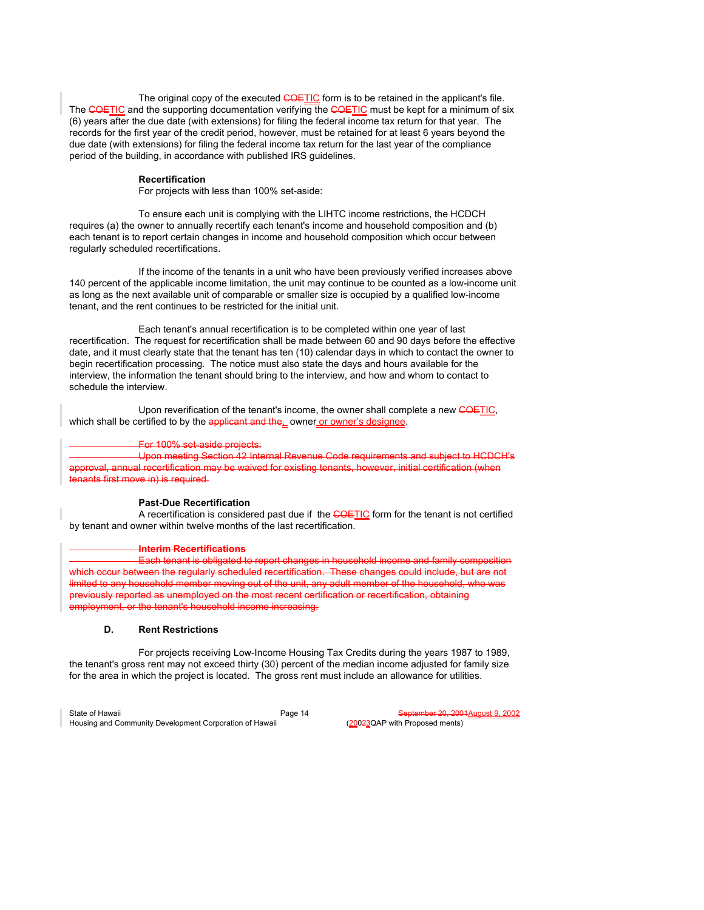The original copy of the executed ~~CO~~ETIC form is to be retained in the applicant's file. The ~~CO~~ETIC and the supporting documentation verifying the ~~CO~~ETIC must be kept for a minimum of six (6) years after the due date (with extensions) for filing the federal income tax return for that year. The records for the first year of the credit period, however, must be retained for at least 6 years beyond the due date (with extensions) for filing the federal income tax return for the last year of the compliance period of the building, in accordance with published IRS guidelines.

**Recertification**

For projects with less than 100% set-aside:

To ensure each unit is complying with the LIHTC income restrictions, the HCDCH requires (a) the owner to annually recertify each tenant's income and household composition and (b) each tenant is to report certain changes in income and household composition which occur between regularly scheduled recertifications.

If the income of the tenants in a unit who have been previously verified increases above 140 percent of the applicable income limitation, the unit may continue to be counted as a low-income unit as long as the next available unit of comparable or smaller size is occupied by a qualified low-income tenant, and the rent continues to be restricted for the initial unit.

Each tenant's annual recertification is to be completed within one year of last recertification. The request for recertification shall be made between 60 and 90 days before the effective date, and it must clearly state that the tenant has ten (10) calendar days in which to contact the owner to begin recertification processing. The notice must also state the days and hours available for the interview, the information the tenant should bring to the interview, and how and whom to contact to schedule the interview.

Upon reverification of the tenant's income, the owner shall complete a new ~~CO~~ETIC, which shall be certified to by the ~~applicant and the~~ owner or owner's designee.

~~For 100% set-aside projects:~~

~~Upon meeting Section 42 Internal Revenue Code requirements and subject to HCDCH's approval, annual recertification may be waived for existing tenants, however, initial certification (when tenants first move in) is required.~~

**Past-Due Recertification**

A recertification is considered past due if the ~~CO~~ETIC form for the tenant is not certified by tenant and owner within twelve months of the last recertification.

~~**Interim Recertifications**~~

~~Each tenant is obligated to report changes in household income and family composition which occur between the regularly scheduled recertification. These changes could include, but are not limited to any household member moving out of the unit, any adult member of the household, who was previously reported as unemployed on the most recent certification or recertification, obtaining employment, or the tenant's household income increasing.~~

**D. Rent Restrictions**

For projects receiving Low-Income Housing Tax Credits during the years 1987 to 1989, the tenant's gross rent may not exceed thirty (30) percent of the median income adjusted for family size for the area in which the project is located. The gross rent must include an allowance for utilities.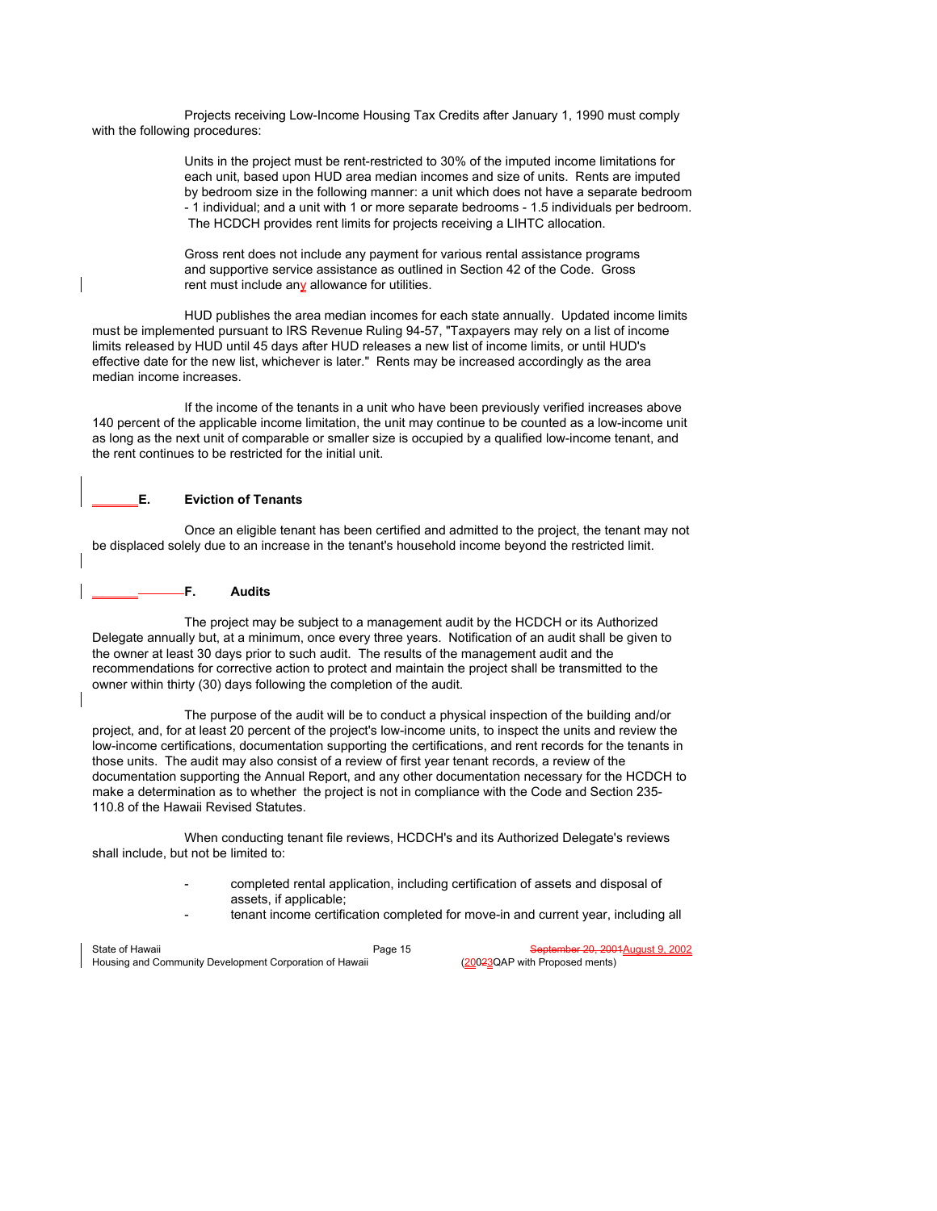Projects receiving Low-Income Housing Tax Credits after January 1, 1990 must comply with the following procedures:

> Units in the project must be rent-restricted to 30% of the imputed income limitations for each unit, based upon HUD area median incomes and size of units. Rents are imputed by bedroom size in the following manner: a unit which does not have a separate bedroom - 1 individual; and a unit with 1 or more separate bedrooms - 1.5 individuals per bedroom. The HCDCH provides rent limits for projects receiving a LIHTC allocation.
>
> Gross rent does not include any payment for various rental assistance programs and supportive service assistance as outlined in Section 42 of the Code. Gross rent must include any allowance for utilities.

HUD publishes the area median incomes for each state annually. Updated income limits must be implemented pursuant to IRS Revenue Ruling 94-57, "Taxpayers may rely on a list of income limits released by HUD until 45 days after HUD releases a new list of income limits, or until HUD's effective date for the new list, whichever is later." Rents may be increased accordingly as the area median income increases.

If the income of the tenants in a unit who have been previously verified increases above 140 percent of the applicable income limitation, the unit may continue to be counted as a low-income unit as long as the next unit of comparable or smaller size is occupied by a qualified low-income tenant, and the rent continues to be restricted for the initial unit.

### E. Eviction of Tenants

Once an eligible tenant has been certified and admitted to the project, the tenant may not be displaced solely due to an increase in the tenant's household income beyond the restricted limit.

### F. Audits

The project may be subject to a management audit by the HCDCH or its Authorized Delegate annually but, at a minimum, once every three years. Notification of an audit shall be given to the owner at least 30 days prior to such audit. The results of the management audit and the recommendations for corrective action to protect and maintain the project shall be transmitted to the owner within thirty (30) days following the completion of the audit.

The purpose of the audit will be to conduct a physical inspection of the building and/or project, and, for at least 20 percent of the project's low-income units, to inspect the units and review the low-income certifications, documentation supporting the certifications, and rent records for the tenants in those units. The audit may also consist of a review of first year tenant records, a review of the documentation supporting the Annual Report, and any other documentation necessary for the HCDCH to make a determination as to whether the project is not in compliance with the Code and Section 235-110.8 of the Hawaii Revised Statutes.

When conducting tenant file reviews, HCDCH's and its Authorized Delegate's reviews shall include, but not be limited to:

- completed rental application, including certification of assets and disposal of assets, if applicable;
- tenant income certification completed for move-in and current year, including all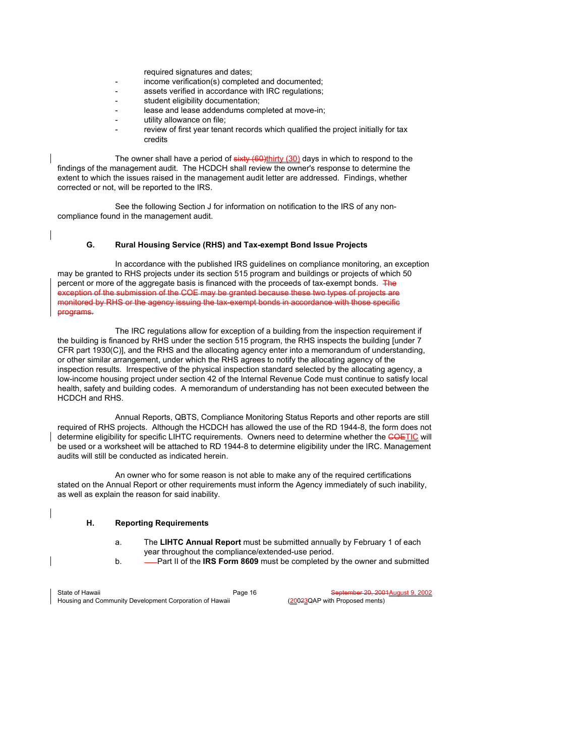required signatures and dates;

- income verification(s) completed and documented;
- assets verified in accordance with IRC regulations;
- student eligibility documentation;
- lease and lease addendums completed at move-in;
- utility allowance on file;
- review of first year tenant records which qualified the project initially for tax credits

The owner shall have a period of ~~sixty (60)~~thirty (30) days in which to respond to the findings of the management audit. The HCDCH shall review the owner's response to determine the extent to which the issues raised in the management audit letter are addressed. Findings, whether corrected or not, will be reported to the IRS.

See the following Section J for information on notification to the IRS of any non-compliance found in the management audit.

### G. Rural Housing Service (RHS) and Tax-exempt Bond Issue Projects

In accordance with the published IRS guidelines on compliance monitoring, an exception may be granted to RHS projects under its section 515 program and buildings or projects of which 50 percent or more of the aggregate basis is financed with the proceeds of tax-exempt bonds. ~~The exception of the submission of the COE may be granted because these two types of projects are monitored by RHS or the agency issuing the tax-exempt bonds in accordance with those specific programs.~~

The IRC regulations allow for exception of a building from the inspection requirement if the building is financed by RHS under the section 515 program, the RHS inspects the building [under 7 CFR part 1930(C)], and the RHS and the allocating agency enter into a memorandum of understanding, or other similar arrangement, under which the RHS agrees to notify the allocating agency of the inspection results. Irrespective of the physical inspection standard selected by the allocating agency, a low-income housing project under section 42 of the Internal Revenue Code must continue to satisfy local health, safety and building codes. A memorandum of understanding has not been executed between the HCDCH and RHS.

Annual Reports, QBTS, Compliance Monitoring Status Reports and other reports are still required of RHS projects. Although the HCDCH has allowed the use of the RD 1944-8, the form does not determine eligibility for specific LIHTC requirements. Owners need to determine whether the ~~COE~~TIC will be used or a worksheet will be attached to RD 1944-8 to determine eligibility under the IRC. Management audits will still be conducted as indicated herein.

An owner who for some reason is not able to make any of the required certifications stated on the Annual Report or other requirements must inform the Agency immediately of such inability, as well as explain the reason for said inability.

### H. Reporting Requirements

a. The **LIHTC Annual Report** must be submitted annually by February 1 of each year throughout the compliance/extended-use period.

b. Part II of the **IRS Form 8609** must be completed by the owner and submitted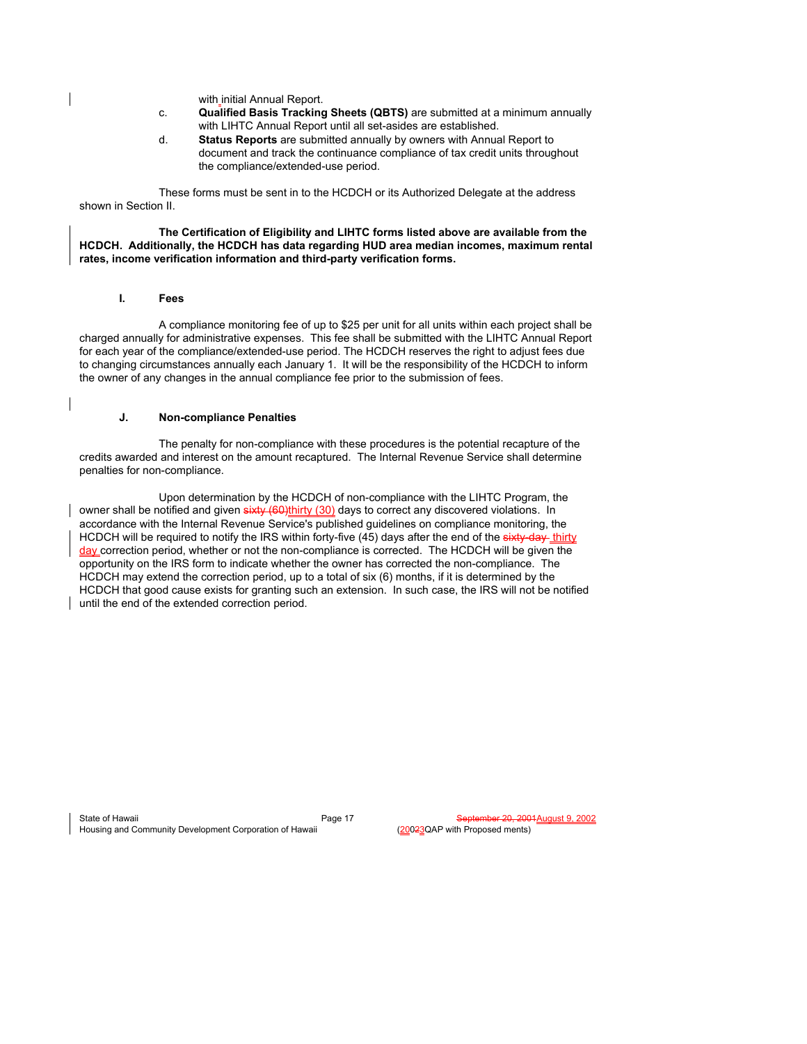with initial Annual Report.

c. **Qualified Basis Tracking Sheets (QBTS)** are submitted at a minimum annually with LIHTC Annual Report until all set-asides are established.

d. **Status Reports** are submitted annually by owners with Annual Report to document and track the continuance compliance of tax credit units throughout the compliance/extended-use period.

These forms must be sent in to the HCDCH or its Authorized Delegate at the address shown in Section II.

**The Certification of Eligibility and LIHTC forms listed above are available from the HCDCH. Additionally, the HCDCH has data regarding HUD area median incomes, maximum rental rates, income verification information and third-party verification forms.**

### I. Fees

A compliance monitoring fee of up to $25 per unit for all units within each project shall be charged annually for administrative expenses. This fee shall be submitted with the LIHTC Annual Report for each year of the compliance/extended-use period. The HCDCH reserves the right to adjust fees due to changing circumstances annually each January 1. It will be the responsibility of the HCDCH to inform the owner of any changes in the annual compliance fee prior to the submission of fees.

### J. Non-compliance Penalties

The penalty for non-compliance with these procedures is the potential recapture of the credits awarded and interest on the amount recaptured. The Internal Revenue Service shall determine penalties for non-compliance.

Upon determination by the HCDCH of non-compliance with the LIHTC Program, the owner shall be notified and given ~~sixty (60)~~thirty (30) days to correct any discovered violations. In accordance with the Internal Revenue Service's published guidelines on compliance monitoring, the HCDCH will be required to notify the IRS within forty-five (45) days after the end of the ~~sixty-day~~ thirty day correction period, whether or not the non-compliance is corrected. The HCDCH will be given the opportunity on the IRS form to indicate whether the owner has corrected the non-compliance. The HCDCH may extend the correction period, up to a total of six (6) months, if it is determined by the HCDCH that good cause exists for granting such an extension. In such case, the IRS will not be notified until the end of the extended correction period.